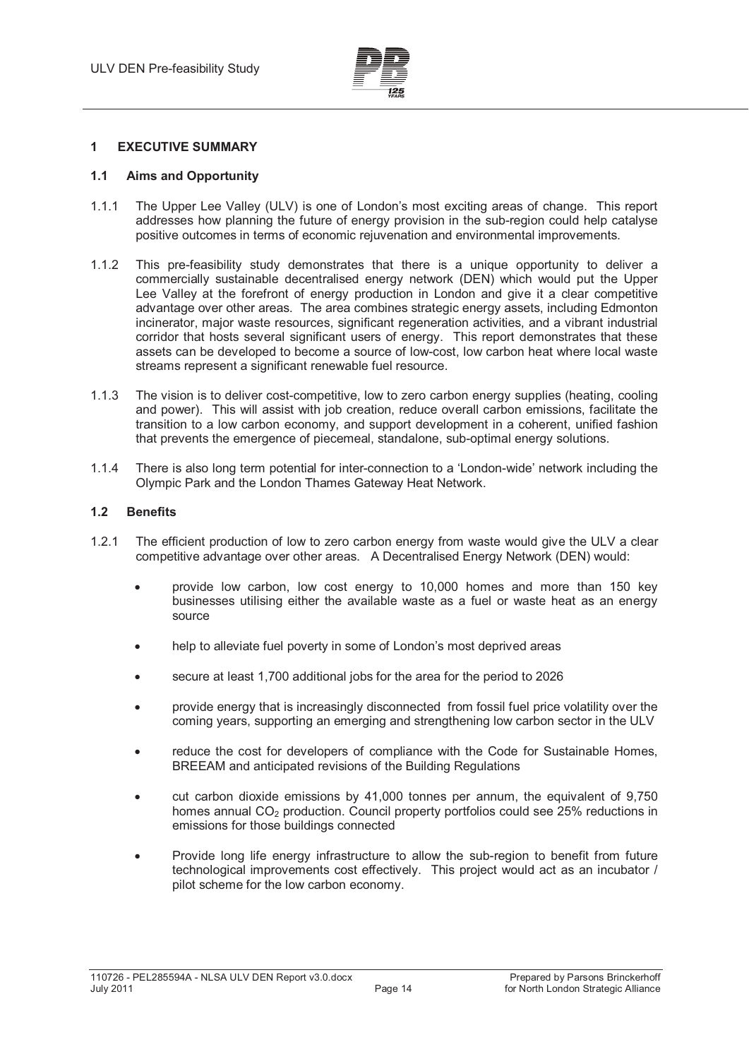# 1 EXECUTIVE SUMMARY

## 1.1 Aims and Opportunity

1.1.1 The Upper Lee Valley (ULV) is one of London's most exciting areas of change. This report addresses how planning the future of energy provision in the sub-region could help catalyse positive outcomes in terms of economic rejuvenation and environmental improvements.

1.1.2 This pre-feasibility study demonstrates that there is a unique opportunity to deliver a commercially sustainable decentralised energy network (DEN) which would put the Upper Lee Valley at the forefront of energy production in London and give it a clear competitive advantage over other areas. The area combines strategic energy assets, including Edmonton incinerator, major waste resources, significant regeneration activities, and a vibrant industrial corridor that hosts several significant users of energy. This report demonstrates that these assets can be developed to become a source of low-cost, low carbon heat where local waste streams represent a significant renewable fuel resource.

1.1.3 The vision is to deliver cost-competitive, low to zero carbon energy supplies (heating, cooling and power). This will assist with job creation, reduce overall carbon emissions, facilitate the transition to a low carbon economy, and support development in a coherent, unified fashion that prevents the emergence of piecemeal, standalone, sub-optimal energy solutions.

1.1.4 There is also long term potential for inter-connection to a 'London-wide' network including the Olympic Park and the London Thames Gateway Heat Network.

## 1.2 Benefits

1.2.1 The efficient production of low to zero carbon energy from waste would give the ULV a clear competitive advantage over other areas. A Decentralised Energy Network (DEN) would:

- provide low carbon, low cost energy to 10,000 homes and more than 150 key businesses utilising either the available waste as a fuel or waste heat as an energy source
- help to alleviate fuel poverty in some of London's most deprived areas
- secure at least 1,700 additional jobs for the area for the period to 2026
- provide energy that is increasingly disconnected from fossil fuel price volatility over the coming years, supporting an emerging and strengthening low carbon sector in the ULV
- reduce the cost for developers of compliance with the Code for Sustainable Homes, BREEAM and anticipated revisions of the Building Regulations
- cut carbon dioxide emissions by 41,000 tonnes per annum, the equivalent of 9,750 homes annual $CO_2$ production. Council property portfolios could see 25% reductions in emissions for those buildings connected
- Provide long life energy infrastructure to allow the sub-region to benefit from future technological improvements cost effectively. This project would act as an incubator / pilot scheme for the low carbon economy.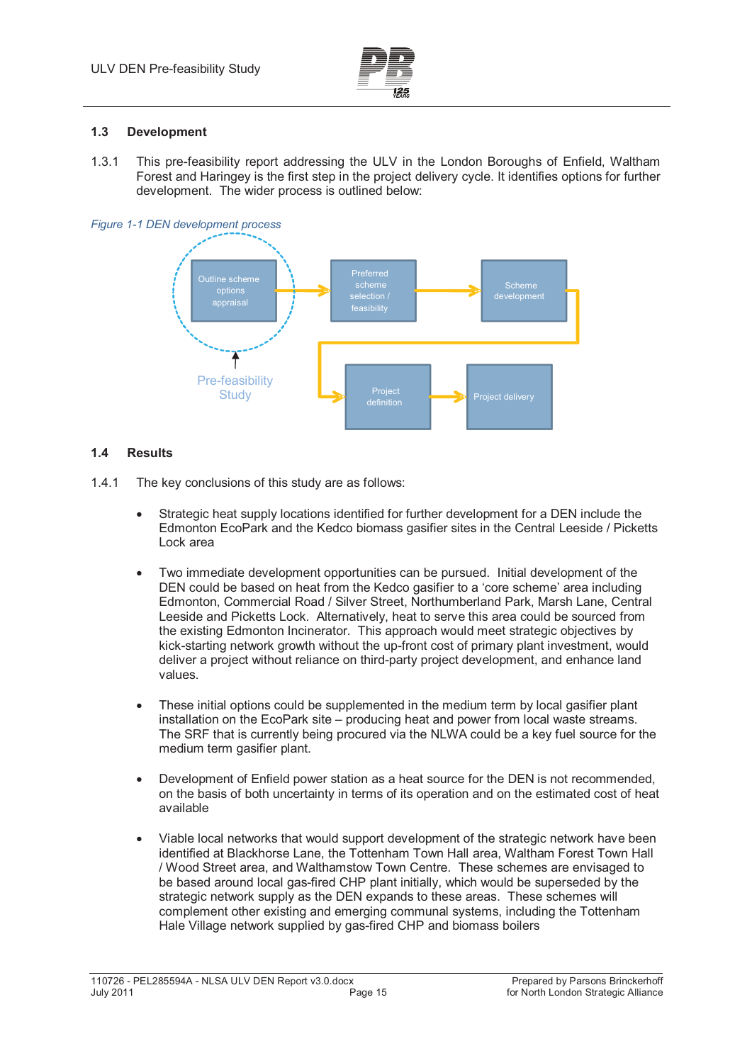## 1.3 Development

1.3.1 This pre-feasibility report addressing the ULV in the London Boroughs of Enfield, Waltham Forest and Haringey is the first step in the project delivery cycle. It identifies options for further development. The wider process is outlined below:

*Figure 1-1 DEN development process*

## 1.4 Results

1.4.1 The key conclusions of this study are as follows:

- Strategic heat supply locations identified for further development for a DEN include the Edmonton EcoPark and the Kedco biomass gasifier sites in the Central Leeside / Picketts Lock area

- Two immediate development opportunities can be pursued. Initial development of the DEN could be based on heat from the Kedco gasifier to a 'core scheme' area including Edmonton, Commercial Road / Silver Street, Northumberland Park, Marsh Lane, Central Leeside and Picketts Lock. Alternatively, heat to serve this area could be sourced from the existing Edmonton Incinerator. This approach would meet strategic objectives by kick-starting network growth without the up-front cost of primary plant investment, would deliver a project without reliance on third-party project development, and enhance land values.

- These initial options could be supplemented in the medium term by local gasifier plant installation on the EcoPark site – producing heat and power from local waste streams. The SRF that is currently being procured via the NLWA could be a key fuel source for the medium term gasifier plant.

- Development of Enfield power station as a heat source for the DEN is not recommended, on the basis of both uncertainty in terms of its operation and on the estimated cost of heat available

- Viable local networks that would support development of the strategic network have been identified at Blackhorse Lane, the Tottenham Town Hall area, Waltham Forest Town Hall / Wood Street area, and Walthamstow Town Centre. These schemes are envisaged to be based around local gas-fired CHP plant initially, which would be superseded by the strategic network supply as the DEN expands to these areas. These schemes will complement other existing and emerging communal systems, including the Tottenham Hale Village network supplied by gas-fired CHP and biomass boilers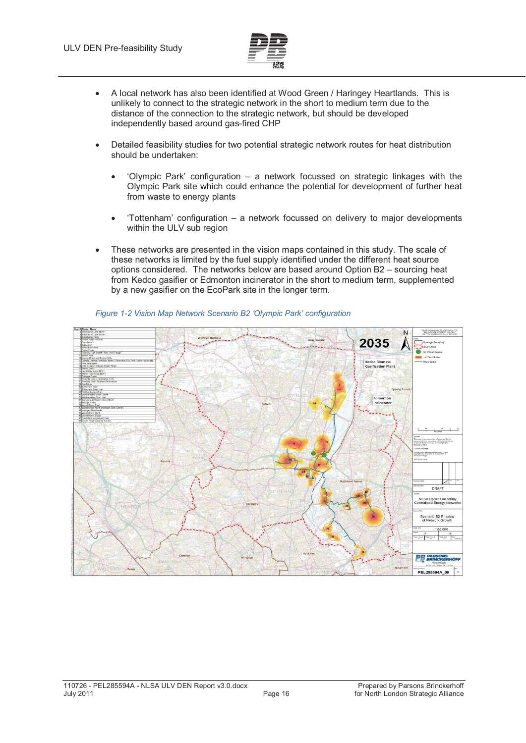- A local network has also been identified at Wood Green / Haringey Heartlands. This is unlikely to connect to the strategic network in the short to medium term due to the distance of the connection to the strategic network, but should be developed independently based around gas-fired CHP

- Detailed feasibility studies for two potential strategic network routes for heat distribution should be undertaken:

  - 'Olympic Park' configuration – a network focussed on strategic linkages with the Olympic Park site which could enhance the potential for development of further heat from waste to energy plants

  - 'Tottenham' configuration – a network focussed on delivery to major developments within the ULV sub region

- These networks are presented in the vision maps contained in this study. The scale of these networks is limited by the fuel supply identified under the different heat source options considered. The networks below are based around Option B2 – sourcing heat from Kedco gasifier or Edmonton incinerator in the short to medium term, supplemented by a new gasifier on the EcoPark site in the longer term.

*Figure 1-2 Vision Map Network Scenario B2 'Olympic Park' configuration*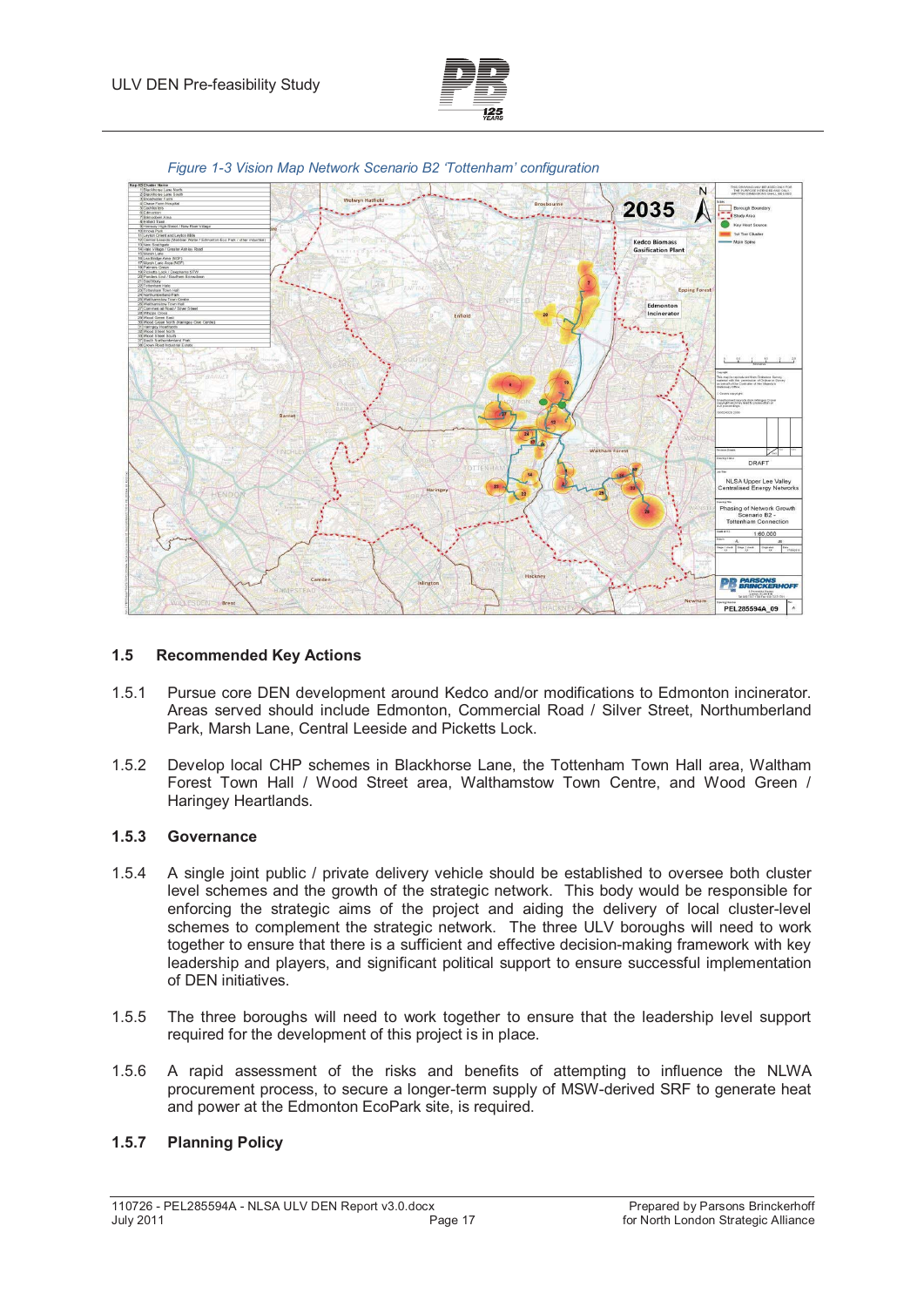*Figure 1-3 Vision Map Network Scenario B2 'Tottenham' configuration*

## 1.5 Recommended Key Actions

1.5.1 Pursue core DEN development around Kedco and/or modifications to Edmonton incinerator. Areas served should include Edmonton, Commercial Road / Silver Street, Northumberland Park, Marsh Lane, Central Leeside and Picketts Lock.

1.5.2 Develop local CHP schemes in Blackhorse Lane, the Tottenham Town Hall area, Waltham Forest Town Hall / Wood Street area, Walthamstow Town Centre, and Wood Green / Haringey Heartlands.

### 1.5.3 Governance

1.5.4 A single joint public / private delivery vehicle should be established to oversee both cluster level schemes and the growth of the strategic network. This body would be responsible for enforcing the strategic aims of the project and aiding the delivery of local cluster-level schemes to complement the strategic network. The three ULV boroughs will need to work together to ensure that there is a sufficient and effective decision-making framework with key leadership and players, and significant political support to ensure successful implementation of DEN initiatives.

1.5.5 The three boroughs will need to work together to ensure that the leadership level support required for the development of this project is in place.

1.5.6 A rapid assessment of the risks and benefits of attempting to influence the NLWA procurement process, to secure a longer-term supply of MSW-derived SRF to generate heat and power at the Edmonton EcoPark site, is required.

### 1.5.7 Planning Policy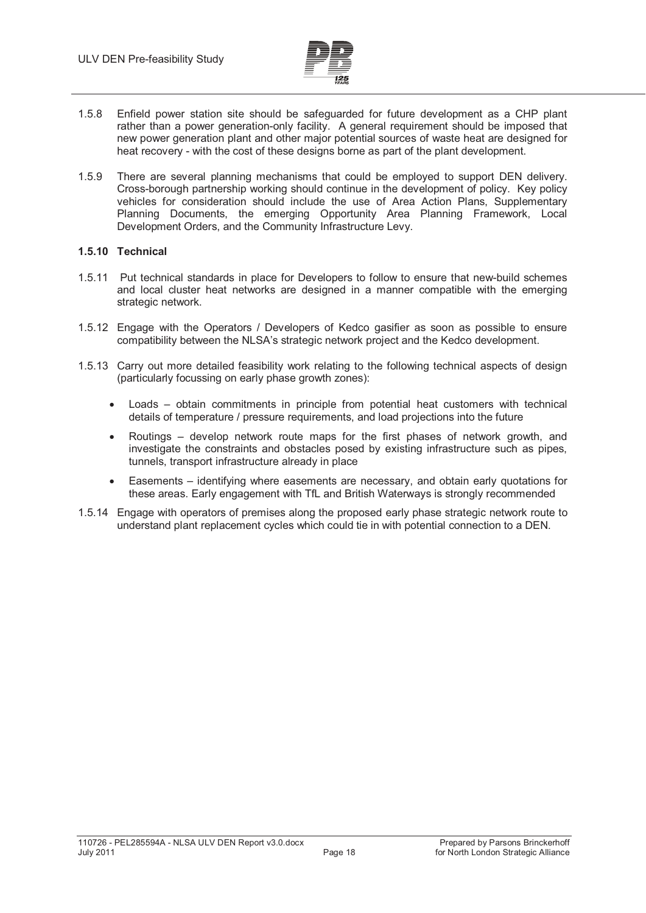1.5.8 Enfield power station site should be safeguarded for future development as a CHP plant rather than a power generation-only facility. A general requirement should be imposed that new power generation plant and other major potential sources of waste heat are designed for heat recovery - with the cost of these designs borne as part of the plant development.

1.5.9 There are several planning mechanisms that could be employed to support DEN delivery. Cross-borough partnership working should continue in the development of policy. Key policy vehicles for consideration should include the use of Area Action Plans, Supplementary Planning Documents, the emerging Opportunity Area Planning Framework, Local Development Orders, and the Community Infrastructure Levy.

### 1.5.10 Technical

1.5.11 Put technical standards in place for Developers to follow to ensure that new-build schemes and local cluster heat networks are designed in a manner compatible with the emerging strategic network.

1.5.12 Engage with the Operators / Developers of Kedco gasifier as soon as possible to ensure compatibility between the NLSA's strategic network project and the Kedco development.

1.5.13 Carry out more detailed feasibility work relating to the following technical aspects of design (particularly focussing on early phase growth zones):

- Loads – obtain commitments in principle from potential heat customers with technical details of temperature / pressure requirements, and load projections into the future
- Routings – develop network route maps for the first phases of network growth, and investigate the constraints and obstacles posed by existing infrastructure such as pipes, tunnels, transport infrastructure already in place
- Easements – identifying where easements are necessary, and obtain early quotations for these areas. Early engagement with TfL and British Waterways is strongly recommended

1.5.14 Engage with operators of premises along the proposed early phase strategic network route to understand plant replacement cycles which could tie in with potential connection to a DEN.